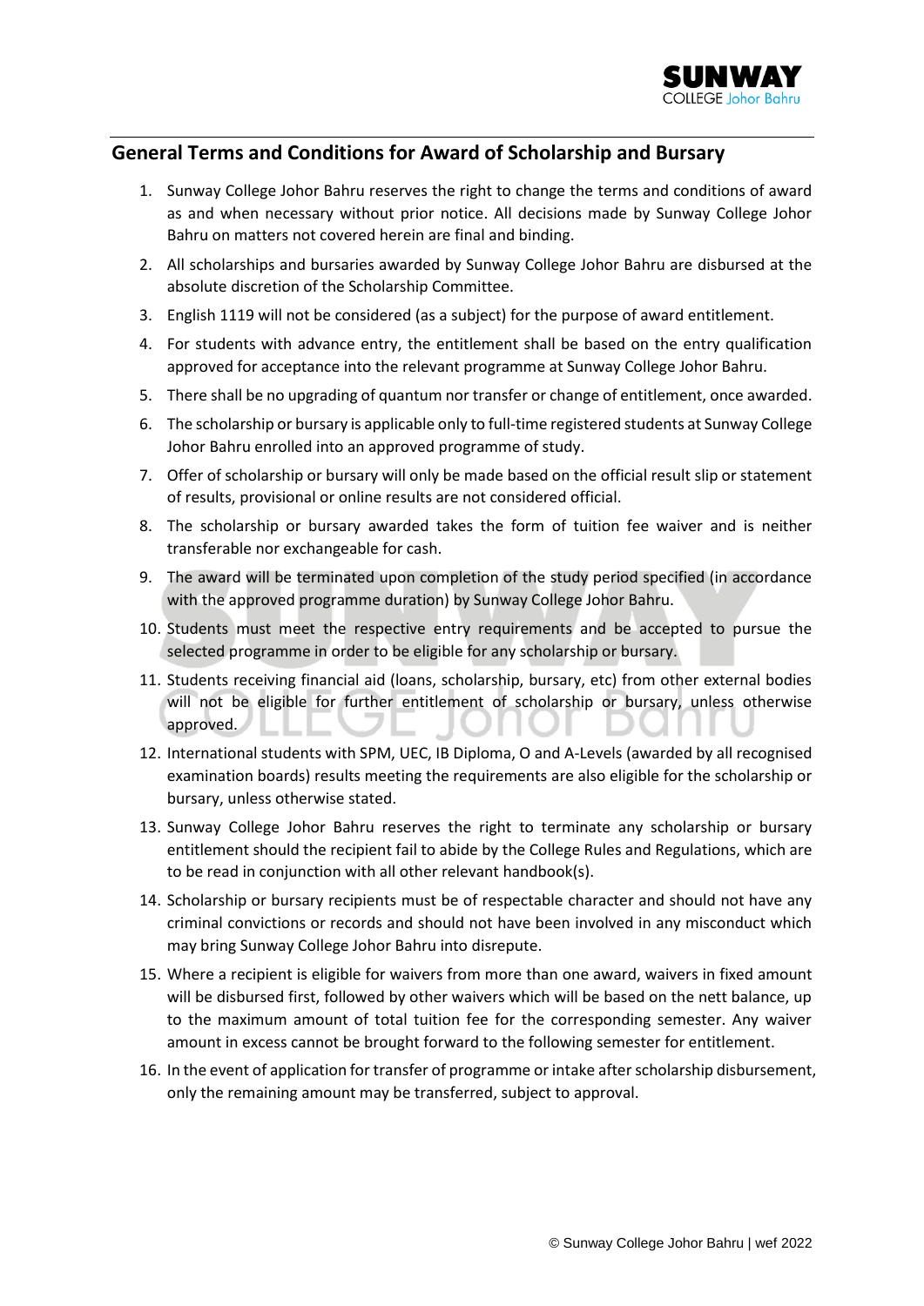## General Terms and Conditions for Award of Scholarship and Bursary

1. Sunway College Johor Bahru reserves the right to change the terms and conditions of award as and when necessary without prior notice. All decisions made by Sunway College Johor Bahru on matters not covered herein are final and binding.
2. All scholarships and bursaries awarded by Sunway College Johor Bahru are disbursed at the absolute discretion of the Scholarship Committee.
3. English 1119 will not be considered (as a subject) for the purpose of award entitlement.
4. For students with advance entry, the entitlement shall be based on the entry qualification approved for acceptance into the relevant programme at Sunway College Johor Bahru.
5. There shall be no upgrading of quantum nor transfer or change of entitlement, once awarded.
6. The scholarship or bursary is applicable only to full-time registered students at Sunway College Johor Bahru enrolled into an approved programme of study.
7. Offer of scholarship or bursary will only be made based on the official result slip or statement of results, provisional or online results are not considered official.
8. The scholarship or bursary awarded takes the form of tuition fee waiver and is neither transferable nor exchangeable for cash.
9. The award will be terminated upon completion of the study period specified (in accordance with the approved programme duration) by Sunway College Johor Bahru.
10. Students must meet the respective entry requirements and be accepted to pursue the selected programme in order to be eligible for any scholarship or bursary.
11. Students receiving financial aid (loans, scholarship, bursary, etc) from other external bodies will not be eligible for further entitlement of scholarship or bursary, unless otherwise approved.
12. International students with SPM, UEC, IB Diploma, O and A-Levels (awarded by all recognised examination boards) results meeting the requirements are also eligible for the scholarship or bursary, unless otherwise stated.
13. Sunway College Johor Bahru reserves the right to terminate any scholarship or bursary entitlement should the recipient fail to abide by the College Rules and Regulations, which are to be read in conjunction with all other relevant handbook(s).
14. Scholarship or bursary recipients must be of respectable character and should not have any criminal convictions or records and should not have been involved in any misconduct which may bring Sunway College Johor Bahru into disrepute.
15. Where a recipient is eligible for waivers from more than one award, waivers in fixed amount will be disbursed first, followed by other waivers which will be based on the nett balance, up to the maximum amount of total tuition fee for the corresponding semester. Any waiver amount in excess cannot be brought forward to the following semester for entitlement.
16. In the event of application for transfer of programme or intake after scholarship disbursement, only the remaining amount may be transferred, subject to approval.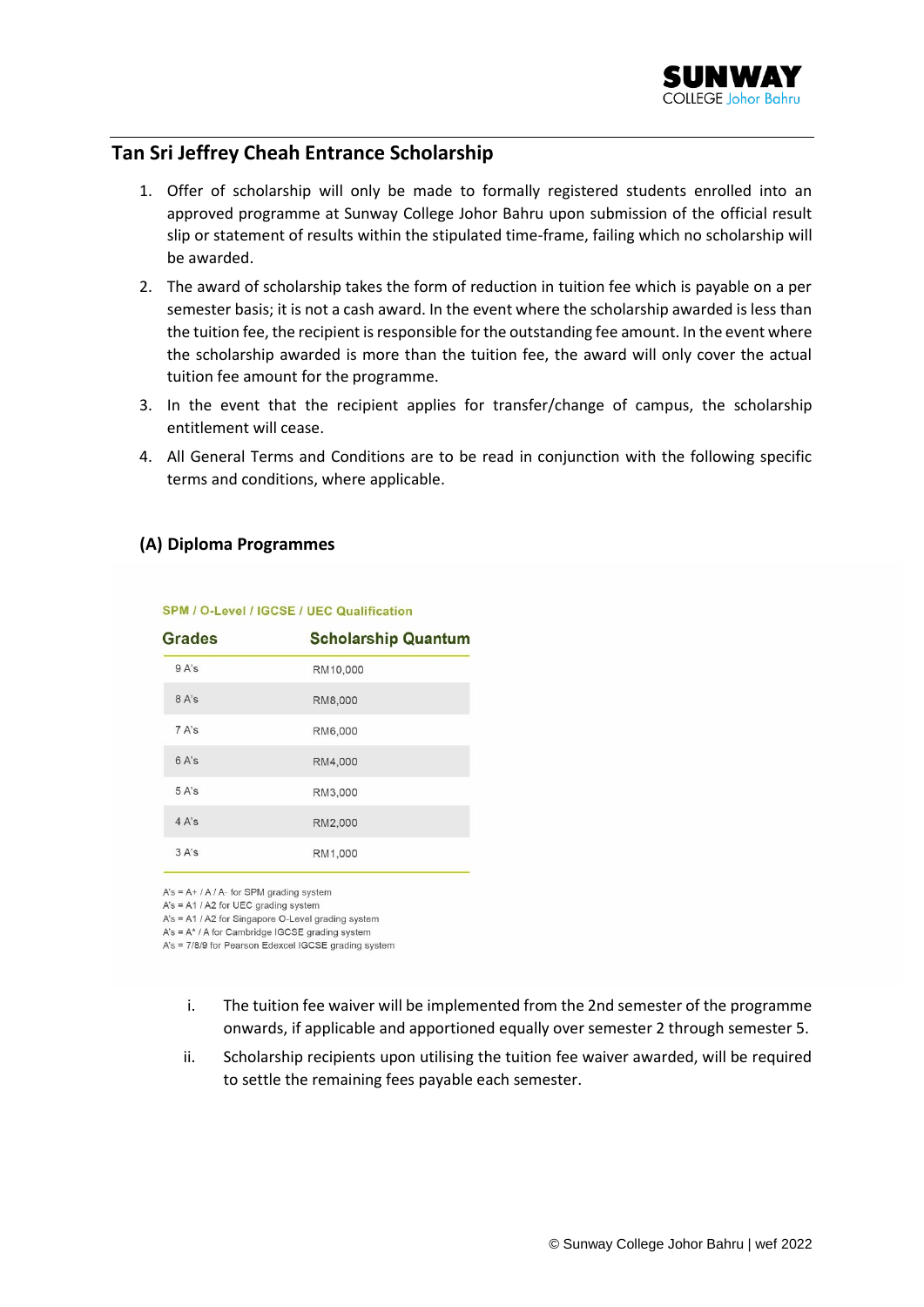## Tan Sri Jeffrey Cheah Entrance Scholarship

1. Offer of scholarship will only be made to formally registered students enrolled into an approved programme at Sunway College Johor Bahru upon submission of the official result slip or statement of results within the stipulated time-frame, failing which no scholarship will be awarded.
2. The award of scholarship takes the form of reduction in tuition fee which is payable on a per semester basis; it is not a cash award. In the event where the scholarship awarded is less than the tuition fee, the recipient is responsible for the outstanding fee amount. In the event where the scholarship awarded is more than the tuition fee, the award will only cover the actual tuition fee amount for the programme.
3. In the event that the recipient applies for transfer/change of campus, the scholarship entitlement will cease.
4. All General Terms and Conditions are to be read in conjunction with the following specific terms and conditions, where applicable.

### (A) Diploma Programmes

**SPM / O-Level / IGCSE / UEC Qualification**

| Grades | Scholarship Quantum |
|---|---|
| 9 A's | RM10,000 |
| 8 A's | RM8,000 |
| 7 A's | RM6,000 |
| 6 A's | RM4,000 |
| 5 A's | RM3,000 |
| 4 A's | RM2,000 |
| 3 A's | RM1,000 |

A's = A+ / A / A- for SPM grading system
A's = A1 / A2 for UEC grading system
A's = A1 / A2 for Singapore O-Level grading system
A's = A* / A for Cambridge IGCSE grading system
A's = 7/8/9 for Pearson Edexcel IGCSE grading system

i. The tuition fee waiver will be implemented from the 2nd semester of the programme onwards, if applicable and apportioned equally over semester 2 through semester 5.

ii. Scholarship recipients upon utilising the tuition fee waiver awarded, will be required to settle the remaining fees payable each semester.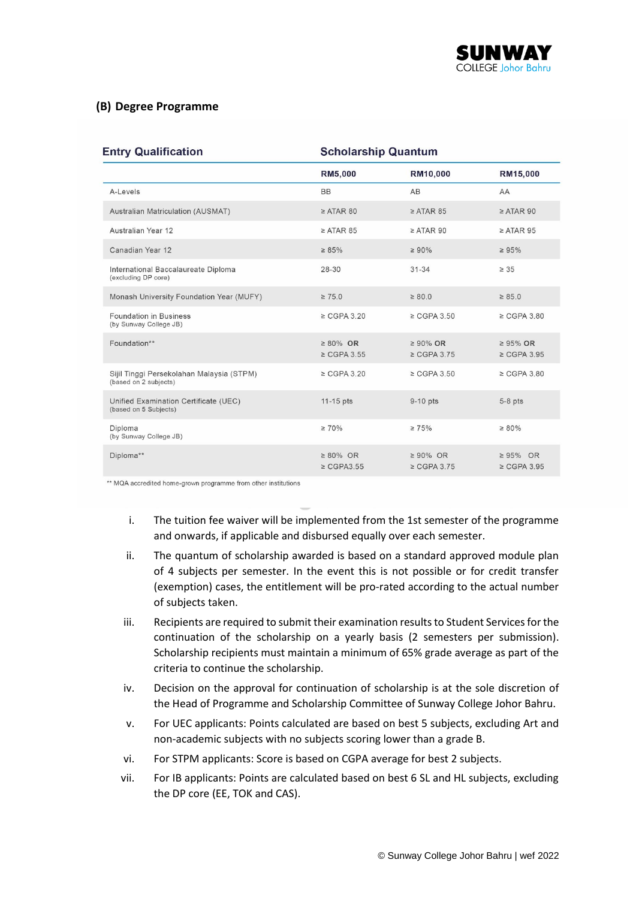## (B) Degree Programme

| Entry Qualification | Scholarship Quantum | | |
|---|---|---|---|
| | RM5,000 | RM10,000 | RM15,000 |
| A-Levels | BB | AB | AA |
| Australian Matriculation (AUSMAT) | ≥ ATAR 80 | ≥ ATAR 85 | ≥ ATAR 90 |
| Australian Year 12 | ≥ ATAR 85 | ≥ ATAR 90 | ≥ ATAR 95 |
| Canadian Year 12 | ≥ 85% | ≥ 90% | ≥ 95% |
| International Baccalaureate Diploma (excluding DP core) | 28-30 | 31-34 | ≥ 35 |
| Monash University Foundation Year (MUFY) | ≥ 75.0 | ≥ 80.0 | ≥ 85.0 |
| Foundation in Business (by Sunway College JB) | ≥ CGPA 3.20 | ≥ CGPA 3.50 | ≥ CGPA 3.80 |
| Foundation** | ≥ 80% **OR** ≥ CGPA 3.55 | ≥ 90% **OR** ≥ CGPA 3.75 | ≥ 95% **OR** ≥ CGPA 3.95 |
| Sijil Tinggi Persekolahan Malaysia (STPM) (based on 2 subjects) | ≥ CGPA 3.20 | ≥ CGPA 3.50 | ≥ CGPA 3.80 |
| Unified Examination Certificate (UEC) (based on 5 Subjects) | 11-15 pts | 9-10 pts | 5-8 pts |
| Diploma (by Sunway College JB) | ≥ 70% | ≥ 75% | ≥ 80% |
| Diploma** | ≥ 80% OR ≥ CGPA3.55 | ≥ 90% OR ≥ CGPA 3.75 | ≥ 95% OR ≥ CGPA 3.95 |

** MQA accredited home-grown programme from other institutions

i. The tuition fee waiver will be implemented from the 1st semester of the programme and onwards, if applicable and disbursed equally over each semester.

ii. The quantum of scholarship awarded is based on a standard approved module plan of 4 subjects per semester. In the event this is not possible or for credit transfer (exemption) cases, the entitlement will be pro-rated according to the actual number of subjects taken.

iii. Recipients are required to submit their examination results to Student Services for the continuation of the scholarship on a yearly basis (2 semesters per submission). Scholarship recipients must maintain a minimum of 65% grade average as part of the criteria to continue the scholarship.

iv. Decision on the approval for continuation of scholarship is at the sole discretion of the Head of Programme and Scholarship Committee of Sunway College Johor Bahru.

v. For UEC applicants: Points calculated are based on best 5 subjects, excluding Art and non-academic subjects with no subjects scoring lower than a grade B.

vi. For STPM applicants: Score is based on CGPA average for best 2 subjects.

vii. For IB applicants: Points are calculated based on best 6 SL and HL subjects, excluding the DP core (EE, TOK and CAS).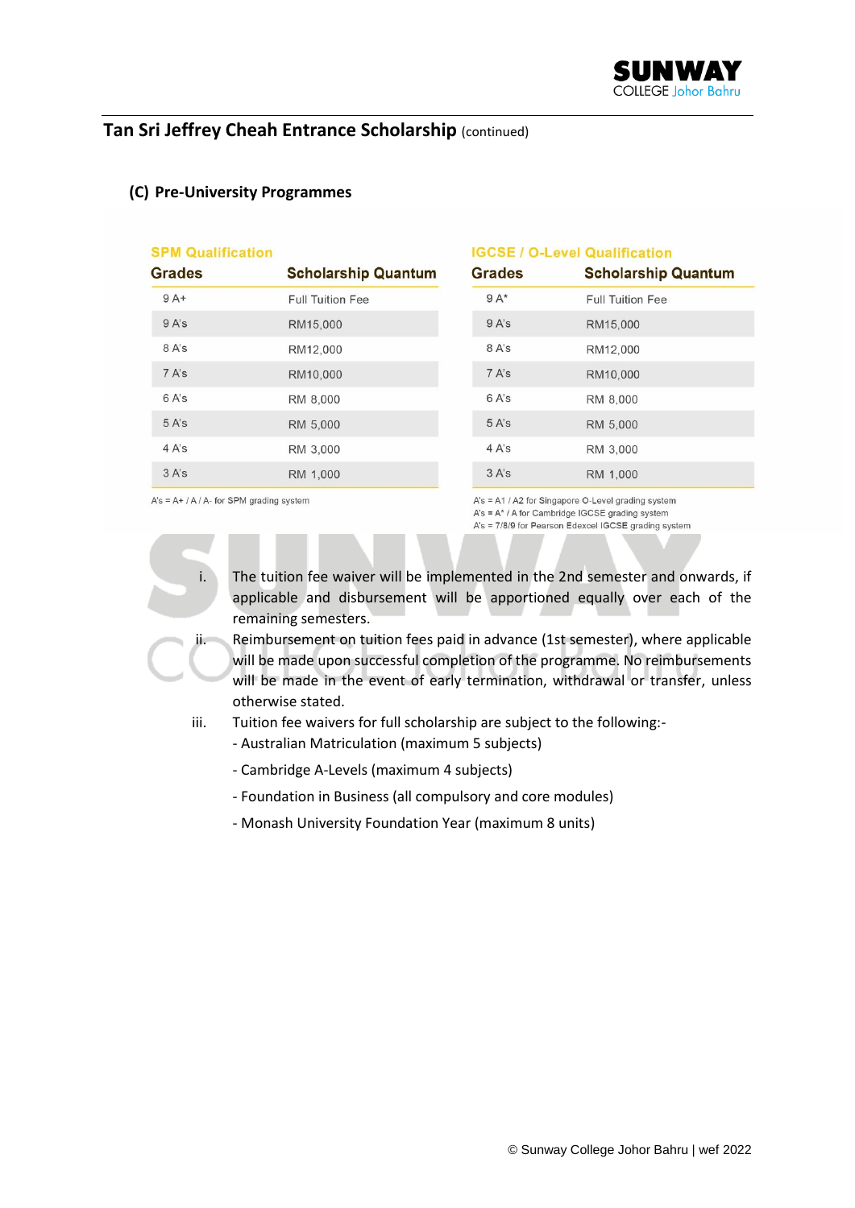## Tan Sri Jeffrey Cheah Entrance Scholarship (continued)

### (C) Pre-University Programmes

**SPM Qualification**

| Grades | Scholarship Quantum |
|---|---|
| 9 A+ | Full Tuition Fee |
| 9 A's | RM15,000 |
| 8 A's | RM12,000 |
| 7 A's | RM10,000 |
| 6 A's | RM 8,000 |
| 5 A's | RM 5,000 |
| 4 A's | RM 3,000 |
| 3 A's | RM 1,000 |

A's = A+ / A / A- for SPM grading system

**IGCSE / O-Level Qualification**

| Grades | Scholarship Quantum |
|---|---|
| 9 A* | Full Tuition Fee |
| 9 A's | RM15,000 |
| 8 A's | RM12,000 |
| 7 A's | RM10,000 |
| 6 A's | RM 8,000 |
| 5 A's | RM 5,000 |
| 4 A's | RM 3,000 |
| 3 A's | RM 1,000 |

A's = A1 / A2 for Singapore O-Level grading system
A's = A* / A for Cambridge IGCSE grading system
A's = 7/8/9 for Pearson Edexcel IGCSE grading system

i. The tuition fee waiver will be implemented in the 2nd semester and onwards, if applicable and disbursement will be apportioned equally over each of the remaining semesters.

ii. Reimbursement on tuition fees paid in advance (1st semester), where applicable will be made upon successful completion of the programme. No reimbursements will be made in the event of early termination, withdrawal or transfer, unless otherwise stated.

iii. Tuition fee waivers for full scholarship are subject to the following:-
- Australian Matriculation (maximum 5 subjects)
- Cambridge A-Levels (maximum 4 subjects)
- Foundation in Business (all compulsory and core modules)
- Monash University Foundation Year (maximum 8 units)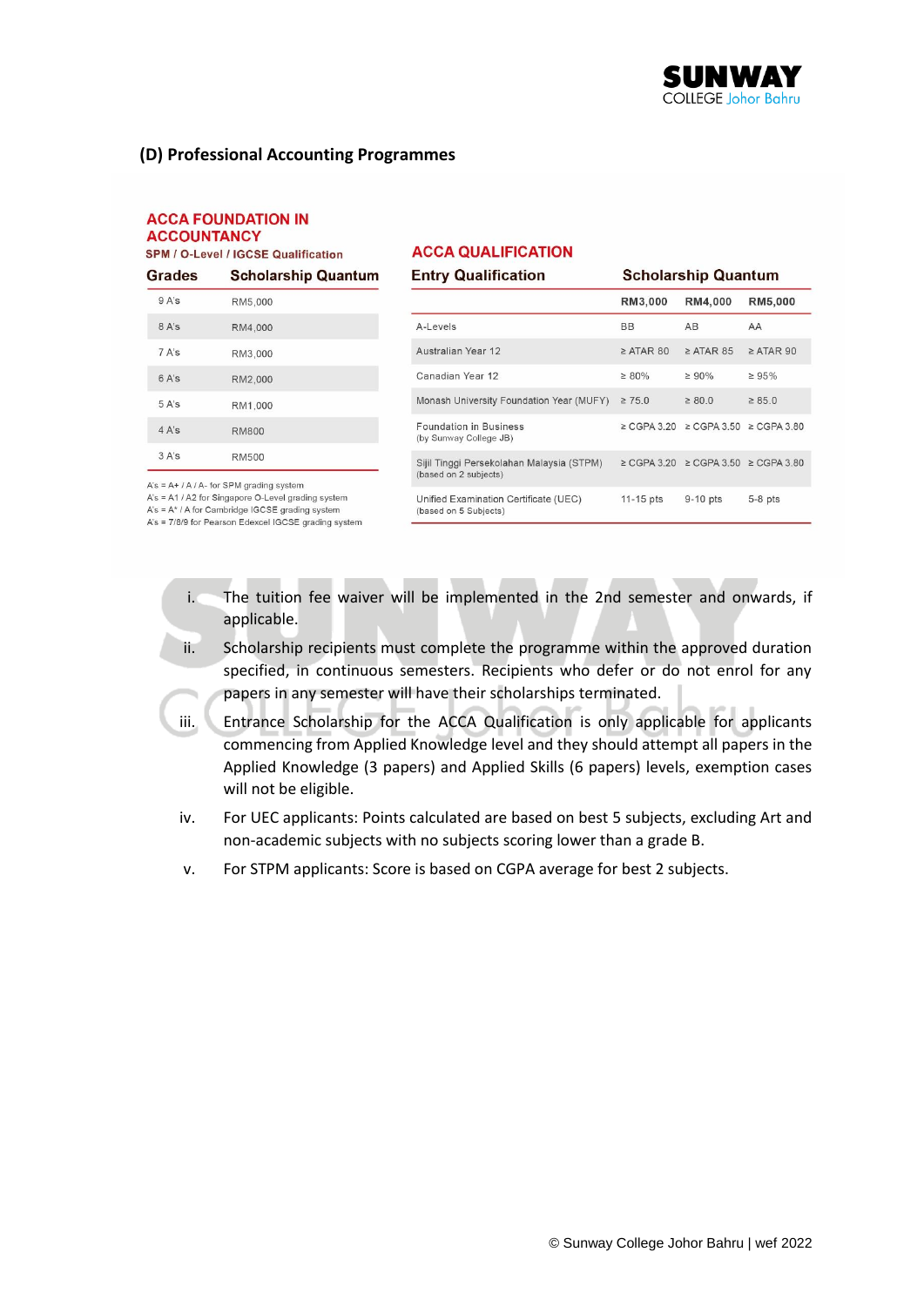## (D) Professional Accounting Programmes

### ACCA FOUNDATION IN ACCOUNTANCY

**SPM / O-Level / IGCSE Qualification**

| Grades | Scholarship Quantum |
|---|---|
| 9 A's | RM5,000 |
| 8 A's | RM4,000 |
| 7 A's | RM3,000 |
| 6 A's | RM2,000 |
| 5 A's | RM1,000 |
| 4 A's | RM800 |
| 3 A's | RM500 |

A's = A+ / A / A- for SPM grading system
A's = A1 / A2 for Singapore O-Level grading system
A's = A* / A for Cambridge IGCSE grading system
A's = 7/8/9 for Pearson Edexcel IGCSE grading system

### ACCA QUALIFICATION

| Entry Qualification | Scholarship Quantum | | |
|---|---|---|---|
| | RM3,000 | RM4,000 | RM5,000 |
| A-Levels | BB | AB | AA |
| Australian Year 12 | ≥ ATAR 80 | ≥ ATAR 85 | ≥ ATAR 90 |
| Canadian Year 12 | ≥ 80% | ≥ 90% | ≥ 95% |
| Monash University Foundation Year (MUFY) | ≥ 75.0 | ≥ 80.0 | ≥ 85.0 |
| Foundation in Business (by Sunway College JB) | ≥ CGPA 3.20 | ≥ CGPA 3.50 | ≥ CGPA 3.80 |
| Sijil Tinggi Persekolahan Malaysia (STPM) (based on 2 subjects) | ≥ CGPA 3.20 | ≥ CGPA 3.50 | ≥ CGPA 3.80 |
| Unified Examination Certificate (UEC) (based on 5 Subjects) | 11-15 pts | 9-10 pts | 5-8 pts |

i. The tuition fee waiver will be implemented in the 2nd semester and onwards, if applicable.

ii. Scholarship recipients must complete the programme within the approved duration specified, in continuous semesters. Recipients who defer or do not enrol for any papers in any semester will have their scholarships terminated.

iii. Entrance Scholarship for the ACCA Qualification is only applicable for applicants commencing from Applied Knowledge level and they should attempt all papers in the Applied Knowledge (3 papers) and Applied Skills (6 papers) levels, exemption cases will not be eligible.

iv. For UEC applicants: Points calculated are based on best 5 subjects, excluding Art and non-academic subjects with no subjects scoring lower than a grade B.

v. For STPM applicants: Score is based on CGPA average for best 2 subjects.